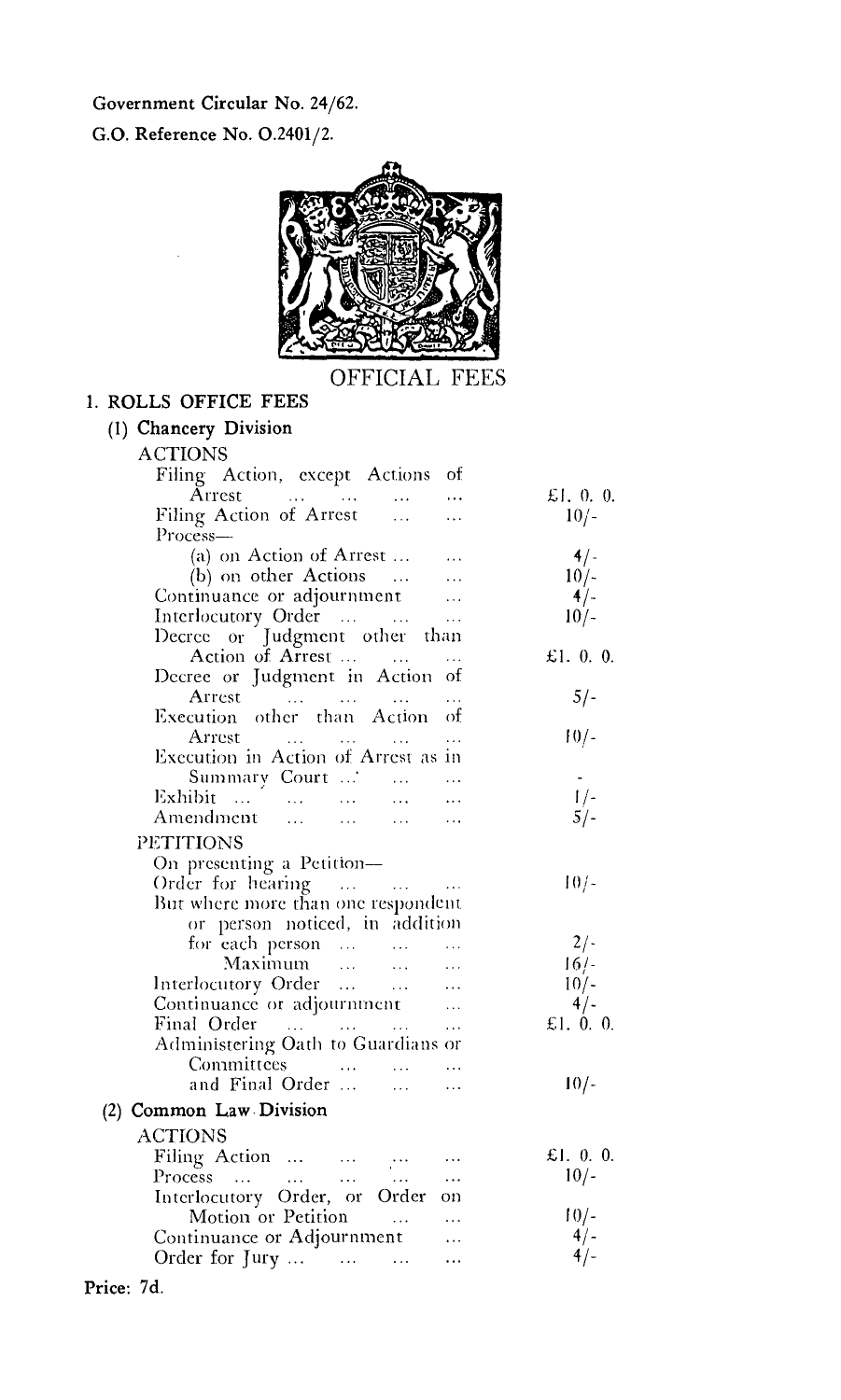Government Circular No. 24/62.

G.O. Reference No. O.2401/2.

# OFFICIAL FEES

## 1. ROLLS OFFICE FEES

### (1) Chancery Division

**ACTIONS**

| | |
|---|---|
| Filing Action, except Actions of Arrest ... ... ... ... | £1. 0. 0. |
| Filing Action of Arrest ... ... | 10/- |
| Process— | |
| (a) on Action of Arrest ... ... | 4/- |
| (b) on other Actions ... ... | 10/- |
| Continuance or adjournment ... | 4/- |
| Interlocutory Order ... ... ... | 10/- |
| Decree or Judgment other than Action of Arrest ... ... | £1. 0. 0. |
| Decree or Judgment in Action of Arrest ... ... ... ... | 5/- |
| Execution other than Action of Arrest ... ... ... ... | 10/- |
| Execution in Action of Arrest as in Summary Court ... ... ... | - |
| Exhibit ... ... ... ... ... | 1/- |
| Amendment ... ... ... ... | 5/- |

**PETITIONS**

| | |
|---|---|
| On presenting a Petition— | |
| Order for hearing ... ... ... | 10/- |
| But where more than one respondent or person noticed, in addition for each person ... ... | 2/- |
| Maximum ... ... ... | 16/- |
| Interlocutory Order ... ... ... | 10/- |
| Continuance or adjournment ... | 4/- |
| Final Order ... ... ... ... | £1. 0. 0. |
| Administering Oath to Guardians or Committees ... ... ... | |
| and Final Order ... ... ... | 10/- |

### (2) Common Law Division

**ACTIONS**

| | |
|---|---|
| Filing Action ... ... ... ... | £1. 0. 0. |
| Process ... ... ... ... ... | 10/- |
| Interlocutory Order, or Order on Motion or Petition ... ... | 10/- |
| Continuance or Adjournment ... | 4/- |
| Order for Jury ... ... ... ... | 4/- |

Price: 7d.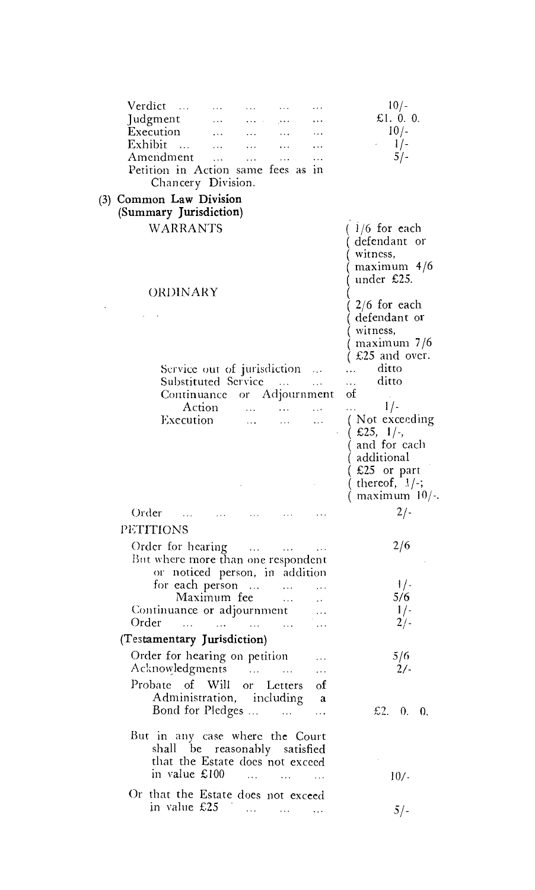| | |
|---|---|
| Verdict ... ... ... ... ... | 10/- |
| Judgment ... ... ... ... | £1. 0. 0. |
| Execution ... ... ... ... | 10/- |
| Exhibit ... ... ... ... ... | 1/- |
| Amendment ... ... ... ... | 5/- |
| Petition in Action same fees as in Chancery Division. | |

**(3) Common Law Division (Summary Jurisdiction)**

| | |
|---|---|
| WARRANTS | 1/6 for each defendant or witness, maximum 4/6 under £25. |
| ORDINARY | 2/6 for each defendant or witness, maximum 7/6 £25 and over. |
| Service out of jurisdiction ... | ... ditto |
| Substituted Service ... ... | ... ditto |
| Continuance or Adjournment of Action ... ... ... | ... 1/- |
| Execution ... ... ... | Not exceeding £25, 1/-, and for each additional £25 or part thereof, 1/-; maximum 10/-. |
| Order ... ... ... ... ... | 2/- |

PETITIONS

| | |
|---|---|
| Order for hearing ... ... ... | 2/6 |
| But where more than one respondent or noticed person, in addition for each person ... ... ... | 1/- |
| Maximum fee ... .. | 5/6 |
| Continuance or adjournment ... | 1/- |
| Order ... ... ... ... ... | 2/- |

**(Testamentary Jurisdiction)**

| | |
|---|---|
| Order for hearing on petition ... | 5/6 |
| Acknowledgments ... ... ... | 2/- |
| Probate of Will or Letters of Administration, including a Bond for Pledges ... ... ... | £2. 0. 0. |
| But in any case where the Court shall be reasonably satisfied that the Estate does not exceed in value £100 ... ... ... | 10/- |
| Or that the Estate does not exceed in value £25 ... ... ... | 5/- |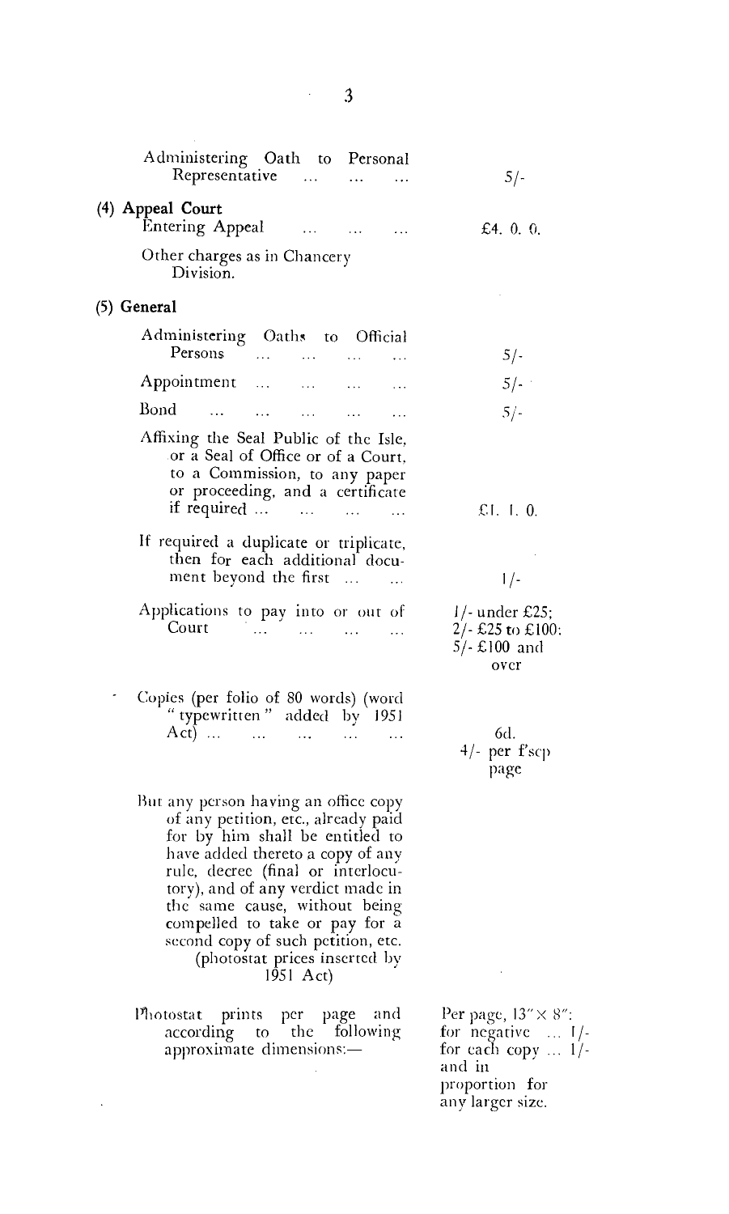| | |
|---|---|
| Administering Oath to Personal Representative ... ... ... | 5/- |

**(4) Appeal Court**

| | |
|---|---|
| Entering Appeal ... ... ... | £4. 0. 0. |
| Other charges as in Chancery Division. | |

**(5) General**

| | |
|---|---|
| Administering Oaths to Official Persons ... ... ... ... | 5/- |
| Appointment ... ... ... ... | 5/- |
| Bond ... ... ... ... ... | 5/- |
| Affixing the Seal Public of the Isle, or a Seal of Office or of a Court, to a Commission, to any paper or proceeding, and a certificate if required ... ... ... ... | £1. 1. 0. |
| If required a duplicate or triplicate, then for each additional document beyond the first ... ... | 1/- |
| Applications to pay into or out of Court ... ... ... ... | 1/- under £25; 2/- £25 to £100; 5/- £100 and over |
| Copies (per folio of 80 words) (word "typewritten" added by 1951 Act) ... ... ... ... ... | 6d. 4/- per f'scp page |
| But any person having an office copy of any petition, etc., already paid for by him shall be entitled to have added thereto a copy of any rule, decree (final or interlocutory), and of any verdict made in the same cause, without being compelled to take or pay for a second copy of such petition, etc. (photostat prices inserted by 1951 Act) | |
| Photostat prints per page and according to the following approximate dimensions:— | Per page, 13" × 8": for negative ... 1/- for each copy ... 1/- and in proportion for any larger size. |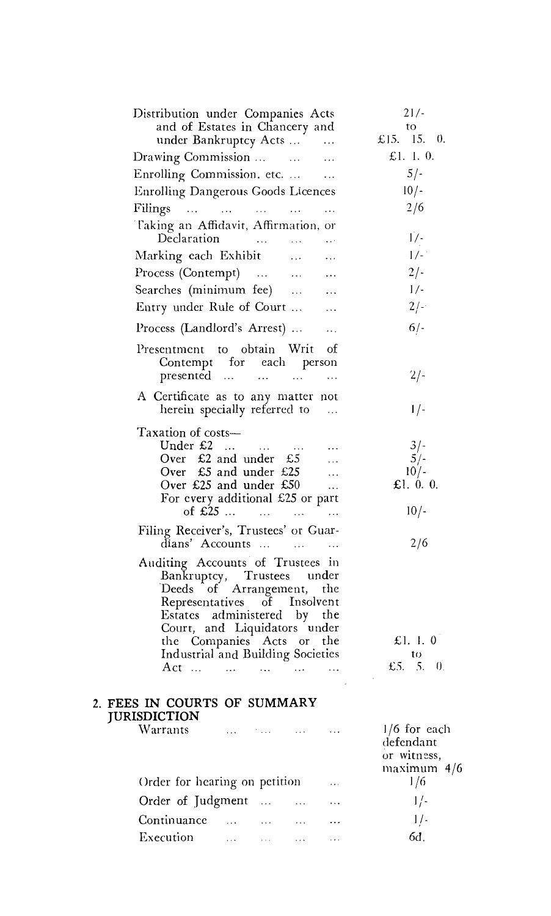| | |
|---|---|
| Distribution under Companies Acts and of Estates in Chancery and under Bankruptcy Acts ... ... | 21/- to £15. 15. 0. |
| Drawing Commission ... ... ... | £1. 1. 0. |
| Enrolling Commission, etc. ... ... | 5/- |
| Enrolling Dangerous Goods Licences | 10/- |
| Filings ... ... ... ... ... | 2/6 |
| Taking an Affidavit, Affirmation, or Declaration ... ... ... | 1/- |
| Marking each Exhibit ... ... | 1/- |
| Process (Contempt) ... ... ... | 2/- |
| Searches (minimum fee) ... ... | 1/- |
| Entry under Rule of Court ... ... | 2/- |
| Process (Landlord's Arrest) ... ... | 6/- |
| Presentment to obtain Writ of Contempt for each person presented ... ... ... ... | 2/- |
| A Certificate as to any matter not herein specially referred to ... | 1/- |
| Taxation of costs— | |
| Under £2 ... ... ... ... | 3/- |
| Over £2 and under £5 ... | 5/- |
| Over £5 and under £25 ... | 10/- |
| Over £25 and under £50 ... | £1. 0. 0. |
| For every additional £25 or part of £25 ... ... ... ... | 10/- |
| Filing Receiver's, Trustees' or Guardians' Accounts ... ... ... | 2/6 |
| Auditing Accounts of Trustees in Bankruptcy, Trustees under Deeds of Arrangement, the Representatives of Insolvent Estates administered by the Court, and Liquidators under the Companies Acts or the Industrial and Building Societies Act ... ... ... ... ... | £1. 1. 0 to £5. 5. 0. |

## 2. FEES IN COURTS OF SUMMARY JURISDICTION

| | |
|---|---|
| Warrants ... ... ... ... | 1/6 for each defendant or witness, maximum 4/6 |
| Order for hearing on petition ... | 1/6 |
| Order of Judgment ... ... ... | 1/- |
| Continuance ... ... ... ... | 1/- |
| Execution ... ... ... ... | 6d. |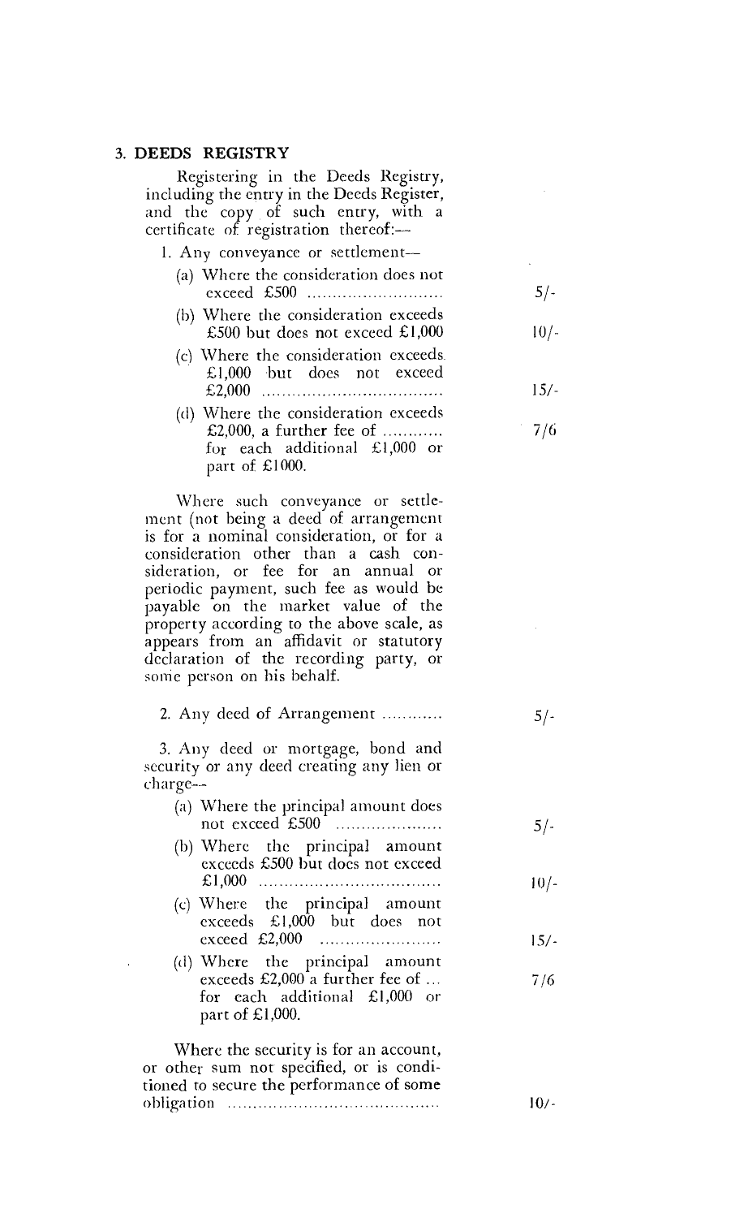### 3. DEEDS REGISTRY

| | |
|---|---|
| Registering in the Deeds Registry, including the entry in the Deeds Register, and the copy of such entry, with a certificate of registration thereof:— | |
| 1. Any conveyance or settlement— | |
| (a) Where the consideration does not exceed £500 ........................... | 5/- |
| (b) Where the consideration exceeds £500 but does not exceed £1,000 | 10/- |
| (c) Where the consideration exceeds £1,000 but does not exceed £2,000 ................................... | 15/- |
| (d) Where the consideration exceeds £2,000, a further fee of ............ for each additional £1,000 or part of £1000. | 7/6 |
| Where such conveyance or settlement (not being a deed of arrangement is for a nominal consideration, or for a consideration other than a cash consideration, or fee for an annual or periodic payment, such fee as would be payable on the market value of the property according to the above scale, as appears from an affidavit or statutory declaration of the recording party, or some person on his behalf. | |
| 2. Any deed of Arrangement ............ | 5/- |
| 3. Any deed or mortgage, bond and security or any deed creating any lien or charge— | |
| (a) Where the principal amount does not exceed £500 ..................... | 5/- |
| (b) Where the principal amount exceeds £500 but does not exceed £1,000 .................................... | 10/- |
| (c) Where the principal amount exceeds £1,000 but does not exceed £2,000 ........................ | 15/- |
| (d) Where the principal amount exceeds £2,000 a further fee of ... for each additional £1,000 or part of £1,000. | 7/6 |
| Where the security is for an account, or other sum not specified, or is conditioned to secure the performance of some obligation ......................................... | 10/- |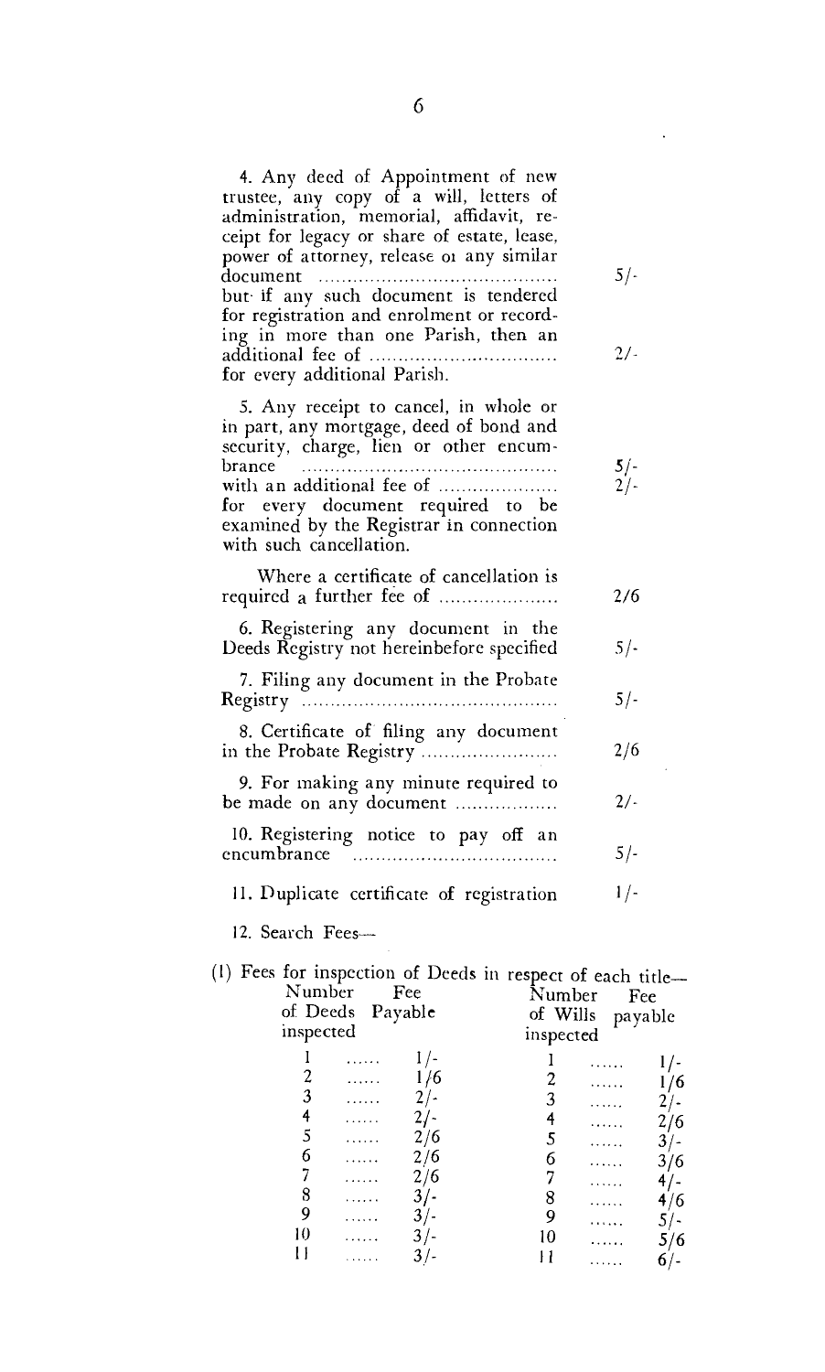4. Any deed of Appointment of new trustee, any copy of a will, letters of administration, memorial, affidavit, receipt for legacy or share of estate, lease, power of attorney, release oı any similar document .......................................... 5/-

but if any such document is tendered for registration and enrolment or recording in more than one Parish, then an additional fee of ................................ 2/-

for every additional Parish.

5. Any receipt to cancel, in whole or in part, any mortgage, deed of bond and security, charge, lien or other encumbrance .............................................. 5/-

with an additional fee of .................... 2/-

for every document required to be examined by the Registrar in connection with such cancellation.

Where a certificate of cancellation is required a further fee of .................... 2/6

6. Registering any document in the Deeds Registry not hereinbefore specified 5/-

7. Filing any document in the Probate Registry ............................................ 5/-

8. Certificate of filing any document in the Probate Registry ........................ 2/6

9. For making any minute required to be made on any document ................. 2/-

10. Registering notice to pay off an encumbrance .................................... 5/-

11. Duplicate certificate of registration 1/-

12. Search Fees—

(1) Fees for inspection of Deeds in respect of each title—

| Number of Deeds inspected | Fee Payable | Number of Wills inspected | Fee payable |
|---|---|---|---|
| 1 | 1/- | 1 | 1/- |
| 2 | 1/6 | 2 | 1/6 |
| 3 | 2/- | 3 | 2/- |
| 4 | 2/- | 4 | 2/6 |
| 5 | 2/6 | 5 | 3/- |
| 6 | 2/6 | 6 | 3/6 |
| 7 | 2/6 | 7 | 4/- |
| 8 | 3/- | 8 | 4/6 |
| 9 | 3/- | 9 | 5/- |
| 10 | 3/- | 10 | 5/6 |
| 11 | 3/- | 11 | 6/- |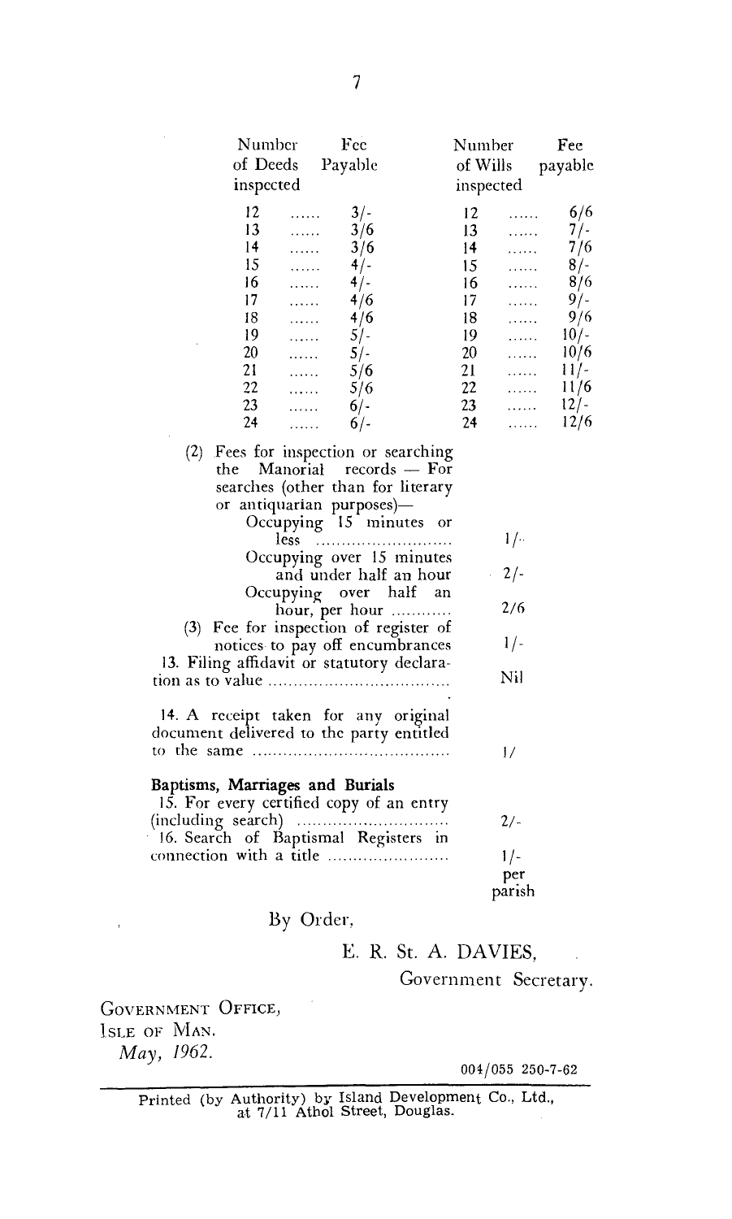| Number of Deeds inspected | Fee Payable | Number of Wills inspected | Fee payable |
|---|---|---|---|
| 12 | 3/- | 12 | 6/6 |
| 13 | 3/6 | 13 | 7/- |
| 14 | 3/6 | 14 | 7/6 |
| 15 | 4/- | 15 | 8/- |
| 16 | 4/- | 16 | 8/6 |
| 17 | 4/6 | 17 | 9/- |
| 18 | 4/6 | 18 | 9/6 |
| 19 | 5/- | 19 | 10/- |
| 20 | 5/- | 20 | 10/6 |
| 21 | 5/6 | 21 | 11/- |
| 22 | 5/6 | 22 | 11/6 |
| 23 | 6/- | 23 | 12/- |
| 24 | 6/- | 24 | 12/6 |

(2) Fees for inspection or searching the Manorial records — For searches (other than for literary or antiquarian purposes)—

| | |
|---|---|
| Occupying 15 minutes or less | 1/- |
| Occupying over 15 minutes and under half an hour | 2/- |
| Occupying over half an hour, per hour | 2/6 |
| (3) Fee for inspection of register of notices to pay off encumbrances | 1/- |
| 13. Filing affidavit or statutory declaration as to value | Nil |
| 14. A receipt taken for any original document delivered to the party entitled to the same | 1/ |

**Baptisms, Marriages and Burials**

| | |
|---|---|
| 15. For every certified copy of an entry (including search) | 2/- |
| 16. Search of Baptismal Registers in connection with a title | 1/- per parish |

By Order,

E. R. St. A. DAVIES,

Government Secretary.

GOVERNMENT OFFICE,
ISLE OF MAN.
*May, 1962.*

004/055 250-7-62

Printed (by Authority) by Island Development Co., Ltd., at 7/11 Athol Street, Douglas.